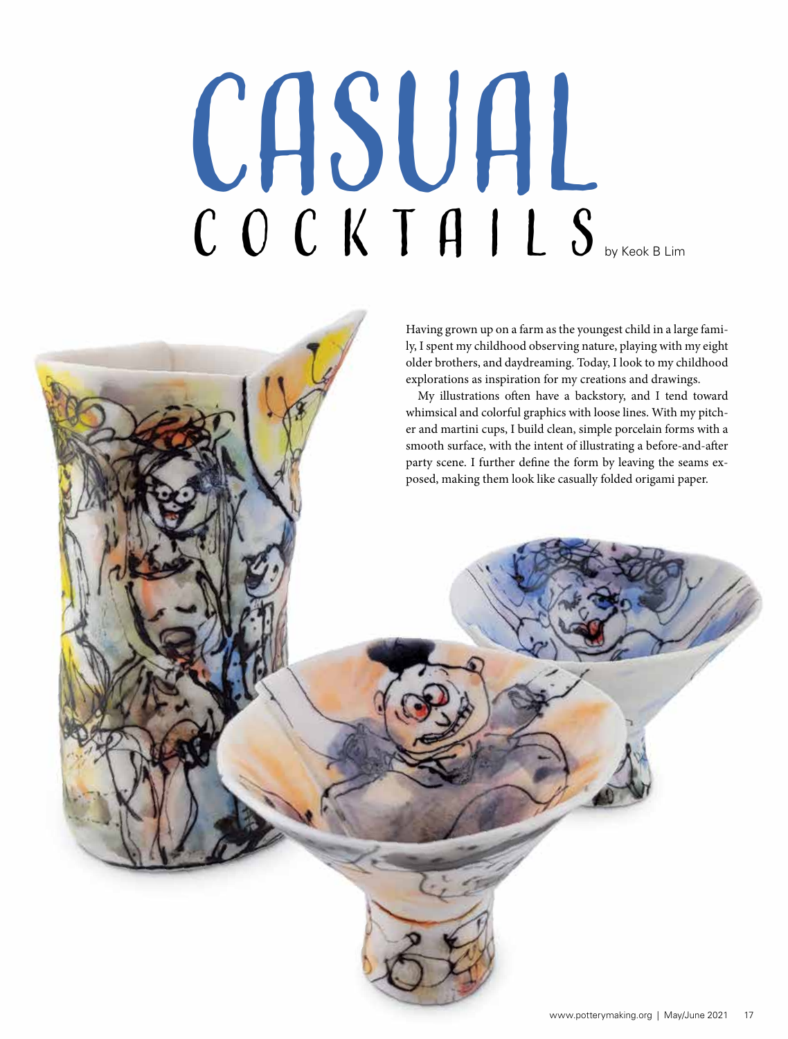# CASUAL COCKTAILS

by Keok B Lim

Having grown up on a farm as the youngest child in a large family, I spent my childhood observing nature, playing with my eight older brothers, and daydreaming. Today, I look to my childhood explorations as inspiration for my creations and drawings.

My illustrations often have a backstory, and I tend toward whimsical and colorful graphics with loose lines. With my pitcher and martini cups, I build clean, simple porcelain forms with a smooth surface, with the intent of illustrating a before-and-after party scene. I further define the form by leaving the seams exposed, making them look like casually folded origami paper.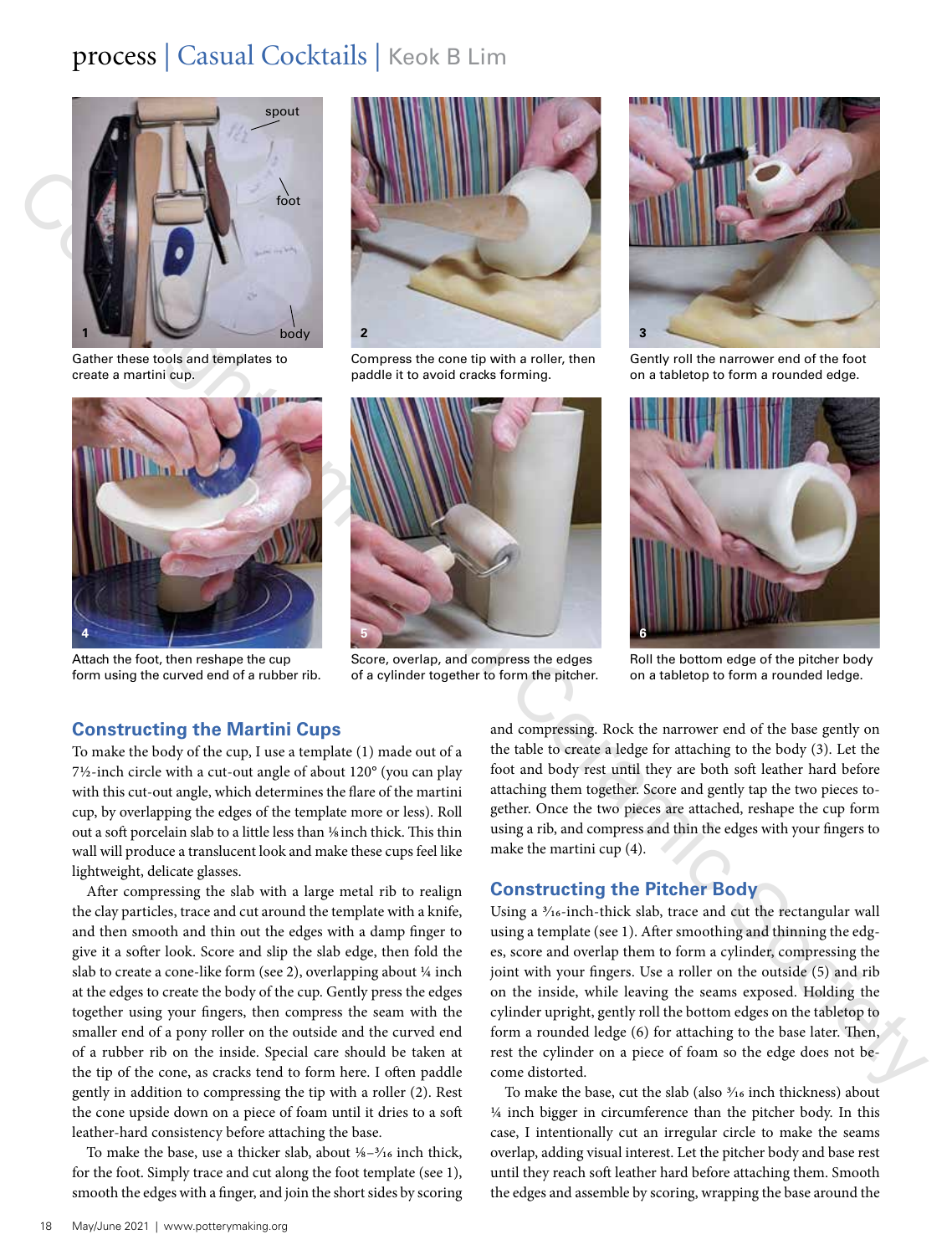1 Gather these tools and templates to create a martini cup.

2 Compress the cone tip with a roller, then paddle it to avoid cracks forming.

3 Gently roll the narrower end of the foot on a tabletop to form a rounded edge.

4 Attach the foot, then reshape the cup form using the curved end of a rubber rib.

5 Score, overlap, and compress the edges of a cylinder together to form the pitcher.

6 Roll the bottom edge of the pitcher body on a tabletop to form a rounded ledge.

## Constructing the Martini Cups

To make the body of the cup, I use a template (1) made out of a 7½-inch circle with a cut-out angle of about 120° (you can play with this cut-out angle, which determines the flare of the martini cup, by overlapping the edges of the template more or less). Roll out a soft porcelain slab to a little less than ⅛ inch thick. This thin wall will produce a translucent look and make these cups feel like lightweight, delicate glasses.

After compressing the slab with a large metal rib to realign the clay particles, trace and cut around the template with a knife, and then smooth and thin out the edges with a damp finger to give it a softer look. Score and slip the slab edge, then fold the slab to create a cone-like form (see 2), overlapping about ¼ inch at the edges to create the body of the cup. Gently press the edges together using your fingers, then compress the seam with the smaller end of a pony roller on the outside and the curved end of a rubber rib on the inside. Special care should be taken at the tip of the cone, as cracks tend to form here. I often paddle gently in addition to compressing the tip with a roller (2). Rest the cone upside down on a piece of foam until it dries to a soft leather-hard consistency before attaching the base.

To make the base, use a thicker slab, about ⅛–³⁄₁₆ inch thick, for the foot. Simply trace and cut along the foot template (see 1), smooth the edges with a finger, and join the short sides by scoring and compressing. Rock the narrower end of the base gently on the table to create a ledge for attaching to the body (3). Let the foot and body rest until they are both soft leather hard before attaching them together. Score and gently tap the two pieces together. Once the two pieces are attached, reshape the cup form using a rib, and compress and thin the edges with your fingers to make the martini cup (4).

## Constructing the Pitcher Body

Using a ³⁄₁₆-inch-thick slab, trace and cut the rectangular wall using a template (see 1). After smoothing and thinning the edges, score and overlap them to form a cylinder, compressing the joint with your fingers. Use a roller on the outside (5) and rib on the inside, while leaving the seams exposed. Holding the cylinder upright, gently roll the bottom edges on the tabletop to form a rounded ledge (6) for attaching to the base later. Then, rest the cylinder on a piece of foam so the edge does not become distorted.

To make the base, cut the slab (also ³⁄₁₆ inch thickness) about ¼ inch bigger in circumference than the pitcher body. In this case, I intentionally cut an irregular circle to make the seams overlap, adding visual interest. Let the pitcher body and base rest until they reach soft leather hard before attaching them. Smooth the edges and assemble by scoring, wrapping the base around the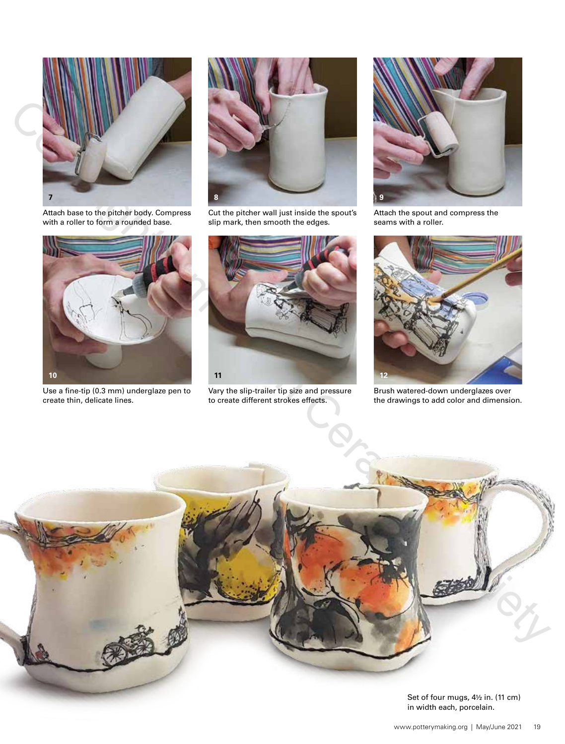7

Attach base to the pitcher body. Compress with a roller to form a rounded base.

8

Cut the pitcher wall just inside the spout's slip mark, then smooth the edges.

9

Attach the spout and compress the seams with a roller.

10

Use a fine-tip (0.3 mm) underglaze pen to create thin, delicate lines.

11

Vary the slip-trailer tip size and pressure to create different strokes effects.

12

Brush watered-down underglazes over the drawings to add color and dimension.

Set of four mugs, 4½ in. (11 cm) in width each, porcelain.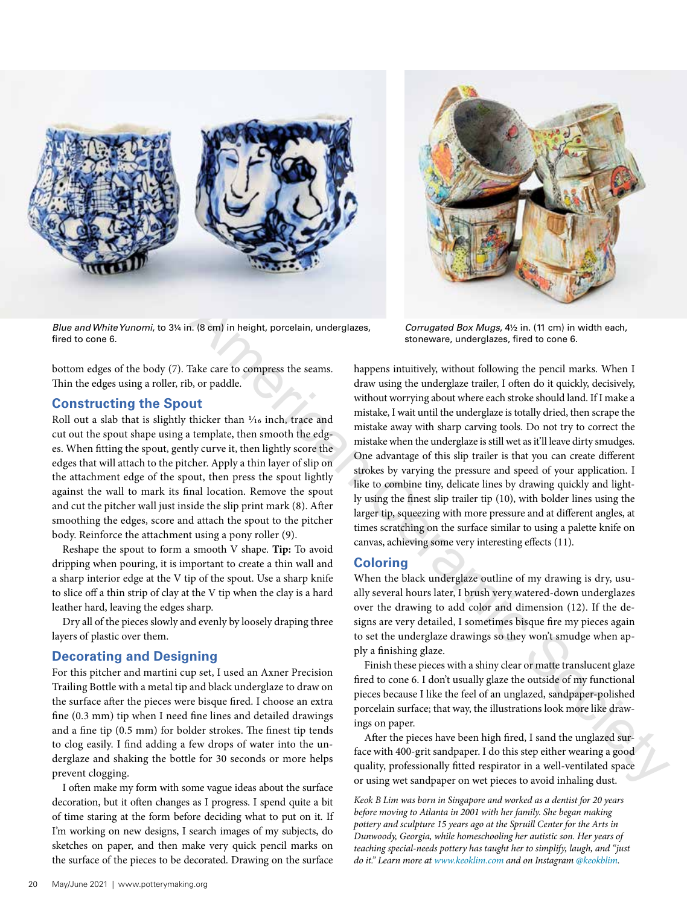*Blue and White Yunomi*, to 3¼ in. (8 cm) in height, porcelain, underglazes, fired to cone 6.

*Corrugated Box Mugs*, 4½ in. (11 cm) in width each, stoneware, underglazes, fired to cone 6.

bottom edges of the body (7). Take care to compress the seams. Thin the edges using a roller, rib, or paddle.

## Constructing the Spout

Roll out a slab that is slightly thicker than 1⁄16 inch, trace and cut out the spout shape using a template, then smooth the edges. When fitting the spout, gently curve it, then lightly score the edges that will attach to the pitcher. Apply a thin layer of slip on the attachment edge of the spout, then press the spout lightly against the wall to mark its final location. Remove the spout and cut the pitcher wall just inside the slip print mark (8). After smoothing the edges, score and attach the spout to the pitcher body. Reinforce the attachment using a pony roller (9).

Reshape the spout to form a smooth V shape. **Tip:** To avoid dripping when pouring, it is important to create a thin wall and a sharp interior edge at the V tip of the spout. Use a sharp knife to slice off a thin strip of clay at the V tip when the clay is a hard leather hard, leaving the edges sharp.

Dry all of the pieces slowly and evenly by loosely draping three layers of plastic over them.

## Decorating and Designing

For this pitcher and martini cup set, I used an Axner Precision Trailing Bottle with a metal tip and black underglaze to draw on the surface after the pieces were bisque fired. I choose an extra fine (0.3 mm) tip when I need fine lines and detailed drawings and a fine tip (0.5 mm) for bolder strokes. The finest tip tends to clog easily. I find adding a few drops of water into the underglaze and shaking the bottle for 30 seconds or more helps prevent clogging.

I often make my form with some vague ideas about the surface decoration, but it often changes as I progress. I spend quite a bit of time staring at the form before deciding what to put on it. If I'm working on new designs, I search images of my subjects, do sketches on paper, and then make very quick pencil marks on the surface of the pieces to be decorated. Drawing on the surface happens intuitively, without following the pencil marks. When I draw using the underglaze trailer, I often do it quickly, decisively, without worrying about where each stroke should land. If I make a mistake, I wait until the underglaze is totally dried, then scrape the mistake away with sharp carving tools. Do not try to correct the mistake when the underglaze is still wet as it'll leave dirty smudges. One advantage of this slip trailer is that you can create different strokes by varying the pressure and speed of your application. I like to combine tiny, delicate lines by drawing quickly and lightly using the finest slip trailer tip (10), with bolder lines using the larger tip, squeezing with more pressure and at different angles, at times scratching on the surface similar to using a palette knife on canvas, achieving some very interesting effects (11).

## Coloring

When the black underglaze outline of my drawing is dry, usually several hours later, I brush very watered-down underglazes over the drawing to add color and dimension (12). If the designs are very detailed, I sometimes bisque fire my pieces again to set the underglaze drawings so they won't smudge when apply a finishing glaze.

Finish these pieces with a shiny clear or matte translucent glaze fired to cone 6. I don't usually glaze the outside of my functional pieces because I like the feel of an unglazed, sandpaper-polished porcelain surface; that way, the illustrations look more like drawings on paper.

After the pieces have been high fired, I sand the unglazed surface with 400-grit sandpaper. I do this step either wearing a good quality, professionally fitted respirator in a well-ventilated space or using wet sandpaper on wet pieces to avoid inhaling dust.

*Keok B Lim was born in Singapore and worked as a dentist for 20 years before moving to Atlanta in 2001 with her family. She began making pottery and sculpture 15 years ago at the Spruill Center for the Arts in Dunwoody, Georgia, while homeschooling her autistic son. Her years of teaching special-needs pottery has taught her to simplify, laugh, and "just do it." Learn more at www.keoklim.com and on Instagram @keokblim.*